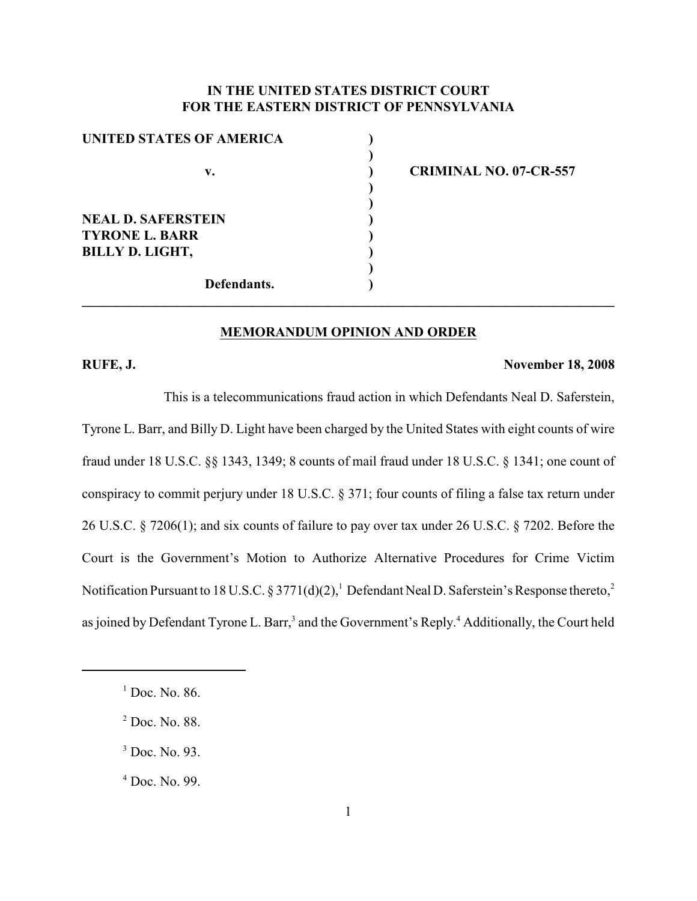**IN THE UNITED STATES DISTRICT COURT**
**FOR THE EASTERN DISTRICT OF PENNSYLVANIA**

| | | |
|---|---|---|
| **UNITED STATES OF AMERICA** | ) | |
| | ) | |
| **v.** | ) | **CRIMINAL NO. 07-CR-557** |
| | ) | |
| | ) | |
| **NEAL D. SAFERSTEIN** | ) | |
| **TYRONE L. BARR** | ) | |
| **BILLY D. LIGHT,** | ) | |
| | ) | |
| **Defendants.** | ) | |

**MEMORANDUM OPINION AND ORDER**

**RUFE, J.** **November 18, 2008**

This is a telecommunications fraud action in which Defendants Neal D. Saferstein, Tyrone L. Barr, and Billy D. Light have been charged by the United States with eight counts of wire fraud under 18 U.S.C. §§ 1343, 1349; 8 counts of mail fraud under 18 U.S.C. § 1341; one count of conspiracy to commit perjury under 18 U.S.C. § 371; four counts of filing a false tax return under 26 U.S.C. § 7206(1); and six counts of failure to pay over tax under 26 U.S.C. § 7202. Before the Court is the Government's Motion to Authorize Alternative Procedures for Crime Victim Notification Pursuant to 18 U.S.C. § 3771(d)(2),[1] Defendant Neal D. Saferstein's Response thereto,[2] as joined by Defendant Tyrone L. Barr,[3] and the Government's Reply.[4] Additionally, the Court held

---

[1] Doc. No. 86.

[2] Doc. No. 88.

[3] Doc. No. 93.

[4] Doc. No. 99.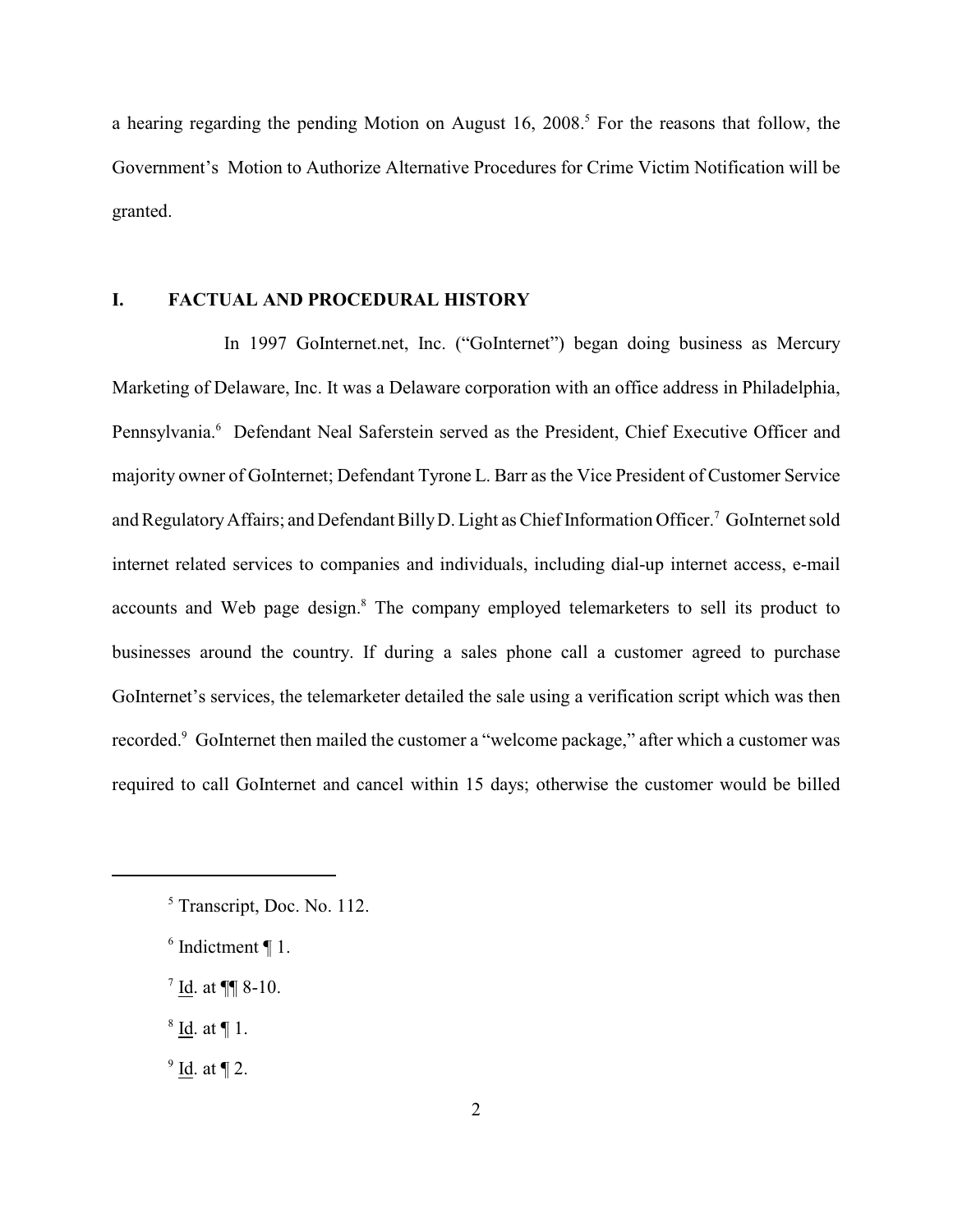a hearing regarding the pending Motion on August 16, 2008.[5] For the reasons that follow, the Government's Motion to Authorize Alternative Procedures for Crime Victim Notification will be granted.

## I. FACTUAL AND PROCEDURAL HISTORY

In 1997 GoInternet.net, Inc. ("GoInternet") began doing business as Mercury Marketing of Delaware, Inc. It was a Delaware corporation with an office address in Philadelphia, Pennsylvania.[6] Defendant Neal Saferstein served as the President, Chief Executive Officer and majority owner of GoInternet; Defendant Tyrone L. Barr as the Vice President of Customer Service and Regulatory Affairs; and Defendant Billy D. Light as Chief Information Officer.[7] GoInternet sold internet related services to companies and individuals, including dial-up internet access, e-mail accounts and Web page design.[8] The company employed telemarketers to sell its product to businesses around the country. If during a sales phone call a customer agreed to purchase GoInternet's services, the telemarketer detailed the sale using a verification script which was then recorded.[9] GoInternet then mailed the customer a "welcome package," after which a customer was required to call GoInternet and cancel within 15 days; otherwise the customer would be billed

---

[5] Transcript, Doc. No. 112.

[6] Indictment ¶ 1.

[7] Id. at ¶¶ 8-10.

[8] Id. at ¶ 1.

[9] Id. at ¶ 2.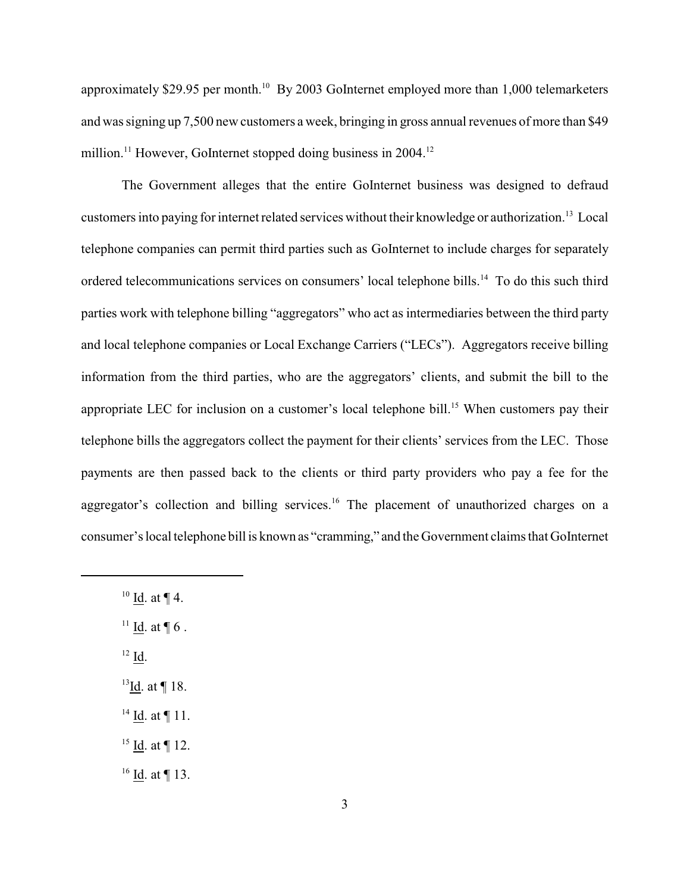approximately $29.95 per month.[10] By 2003 GoInternet employed more than 1,000 telemarketers and was signing up 7,500 new customers a week, bringing in gross annual revenues of more than $49 million.[11] However, GoInternet stopped doing business in 2004.[12]

The Government alleges that the entire GoInternet business was designed to defraud customers into paying for internet related services without their knowledge or authorization.[13] Local telephone companies can permit third parties such as GoInternet to include charges for separately ordered telecommunications services on consumers' local telephone bills.[14] To do this such third parties work with telephone billing "aggregators" who act as intermediaries between the third party and local telephone companies or Local Exchange Carriers ("LECs"). Aggregators receive billing information from the third parties, who are the aggregators' clients, and submit the bill to the appropriate LEC for inclusion on a customer's local telephone bill.[15] When customers pay their telephone bills the aggregators collect the payment for their clients' services from the LEC. Those payments are then passed back to the clients or third party providers who pay a fee for the aggregator's collection and billing services.[16] The placement of unauthorized charges on a consumer's local telephone bill is known as "cramming," and the Government claims that GoInternet

---

[10] Id. at ¶ 4.

[11] Id. at ¶ 6 .

[12] Id.

[13] Id. at ¶ 18.

[14] Id. at ¶ 11.

[15] Id. at ¶ 12.

[16] Id. at ¶ 13.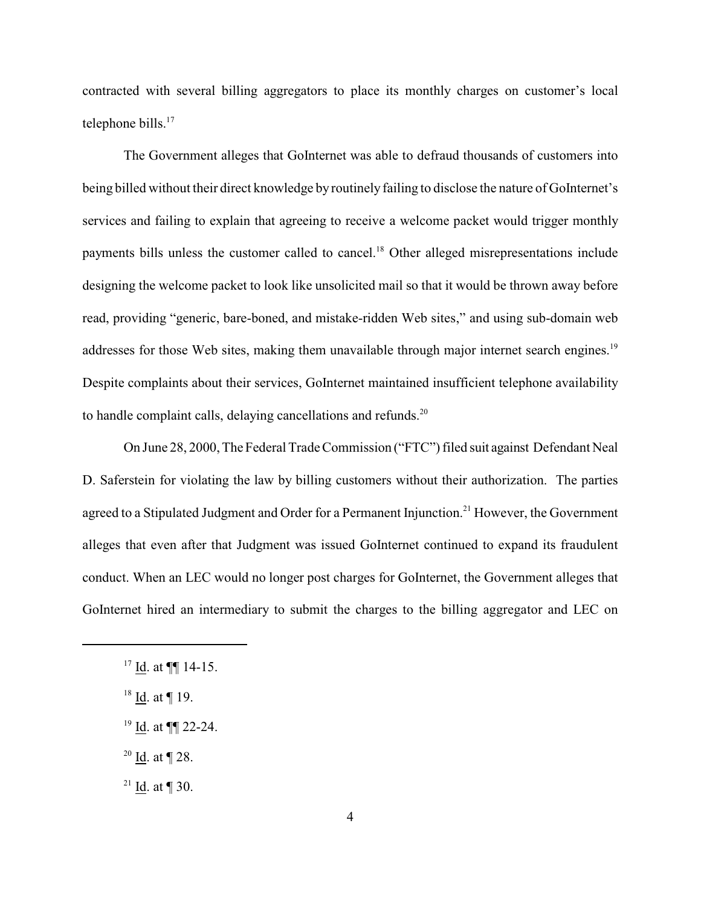contracted with several billing aggregators to place its monthly charges on customer's local telephone bills.[17]

The Government alleges that GoInternet was able to defraud thousands of customers into being billed without their direct knowledge by routinely failing to disclose the nature of GoInternet's services and failing to explain that agreeing to receive a welcome packet would trigger monthly payments bills unless the customer called to cancel.[18] Other alleged misrepresentations include designing the welcome packet to look like unsolicited mail so that it would be thrown away before read, providing "generic, bare-boned, and mistake-ridden Web sites," and using sub-domain web addresses for those Web sites, making them unavailable through major internet search engines.[19] Despite complaints about their services, GoInternet maintained insufficient telephone availability to handle complaint calls, delaying cancellations and refunds.[20]

On June 28, 2000, The Federal Trade Commission ("FTC") filed suit against Defendant Neal D. Saferstein for violating the law by billing customers without their authorization. The parties agreed to a Stipulated Judgment and Order for a Permanent Injunction.[21] However, the Government alleges that even after that Judgment was issued GoInternet continued to expand its fraudulent conduct. When an LEC would no longer post charges for GoInternet, the Government alleges that GoInternet hired an intermediary to submit the charges to the billing aggregator and LEC on

---

[17] Id. at ¶¶ 14-15.

[18] Id. at ¶ 19.

[19] Id. at ¶¶ 22-24.

[20] Id. at ¶ 28.

[21] Id. at ¶ 30.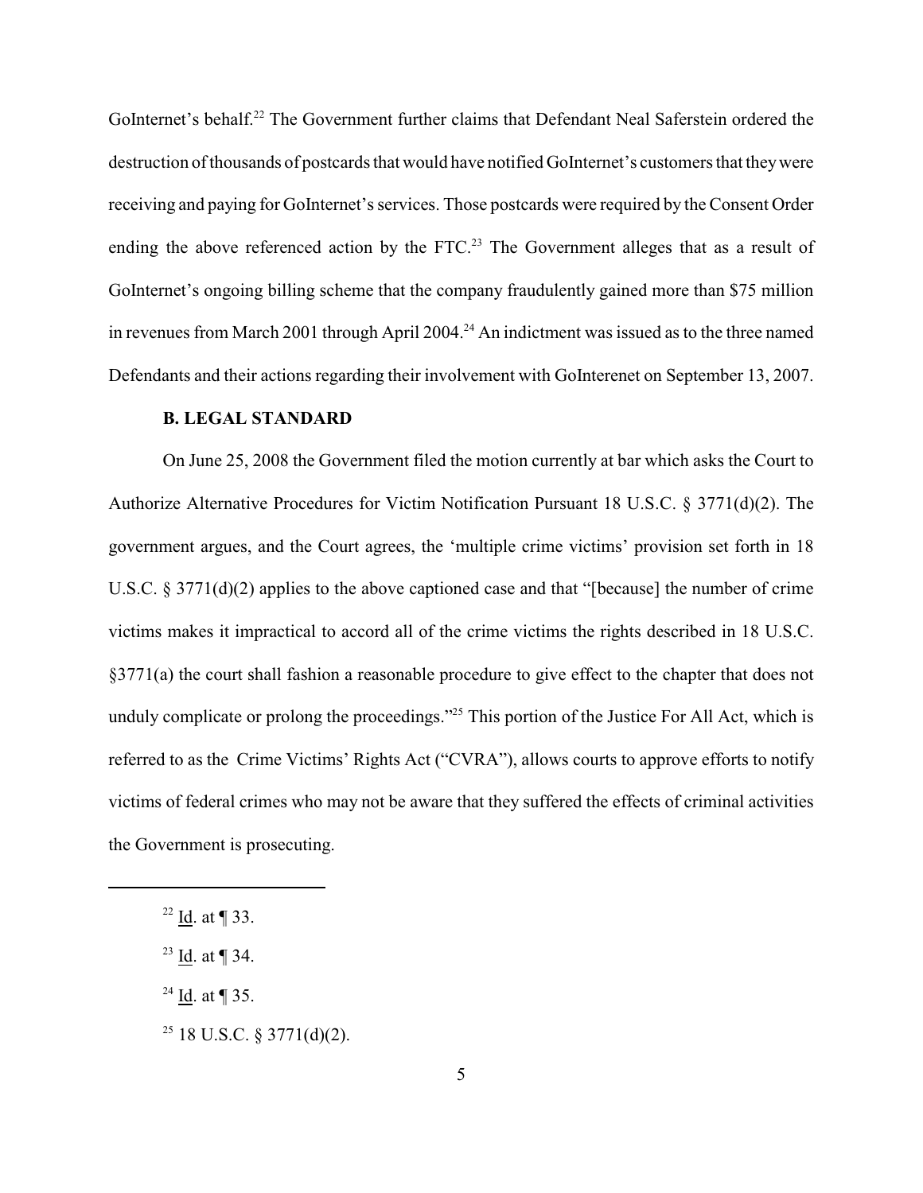GoInternet's behalf.[22] The Government further claims that Defendant Neal Saferstein ordered the destruction of thousands of postcards that would have notified GoInternet's customers that they were receiving and paying for GoInternet's services. Those postcards were required by the Consent Order ending the above referenced action by the FTC.[23] The Government alleges that as a result of GoInternet's ongoing billing scheme that the company fraudulently gained more than $75 million in revenues from March 2001 through April 2004.[24] An indictment was issued as to the three named Defendants and their actions regarding their involvement with GoInterenet on September 13, 2007.

**B. LEGAL STANDARD**

On June 25, 2008 the Government filed the motion currently at bar which asks the Court to Authorize Alternative Procedures for Victim Notification Pursuant 18 U.S.C. § 3771(d)(2). The government argues, and the Court agrees, the 'multiple crime victims' provision set forth in 18 U.S.C. § 3771(d)(2) applies to the above captioned case and that "[because] the number of crime victims makes it impractical to accord all of the crime victims the rights described in 18 U.S.C. §3771(a) the court shall fashion a reasonable procedure to give effect to the chapter that does not unduly complicate or prolong the proceedings."[25] This portion of the Justice For All Act, which is referred to as the Crime Victims' Rights Act ("CVRA"), allows courts to approve efforts to notify victims of federal crimes who may not be aware that they suffered the effects of criminal activities the Government is prosecuting.

---

[22] Id. at ¶ 33.

[23] Id. at ¶ 34.

[24] Id. at ¶ 35.

[25] 18 U.S.C. § 3771(d)(2).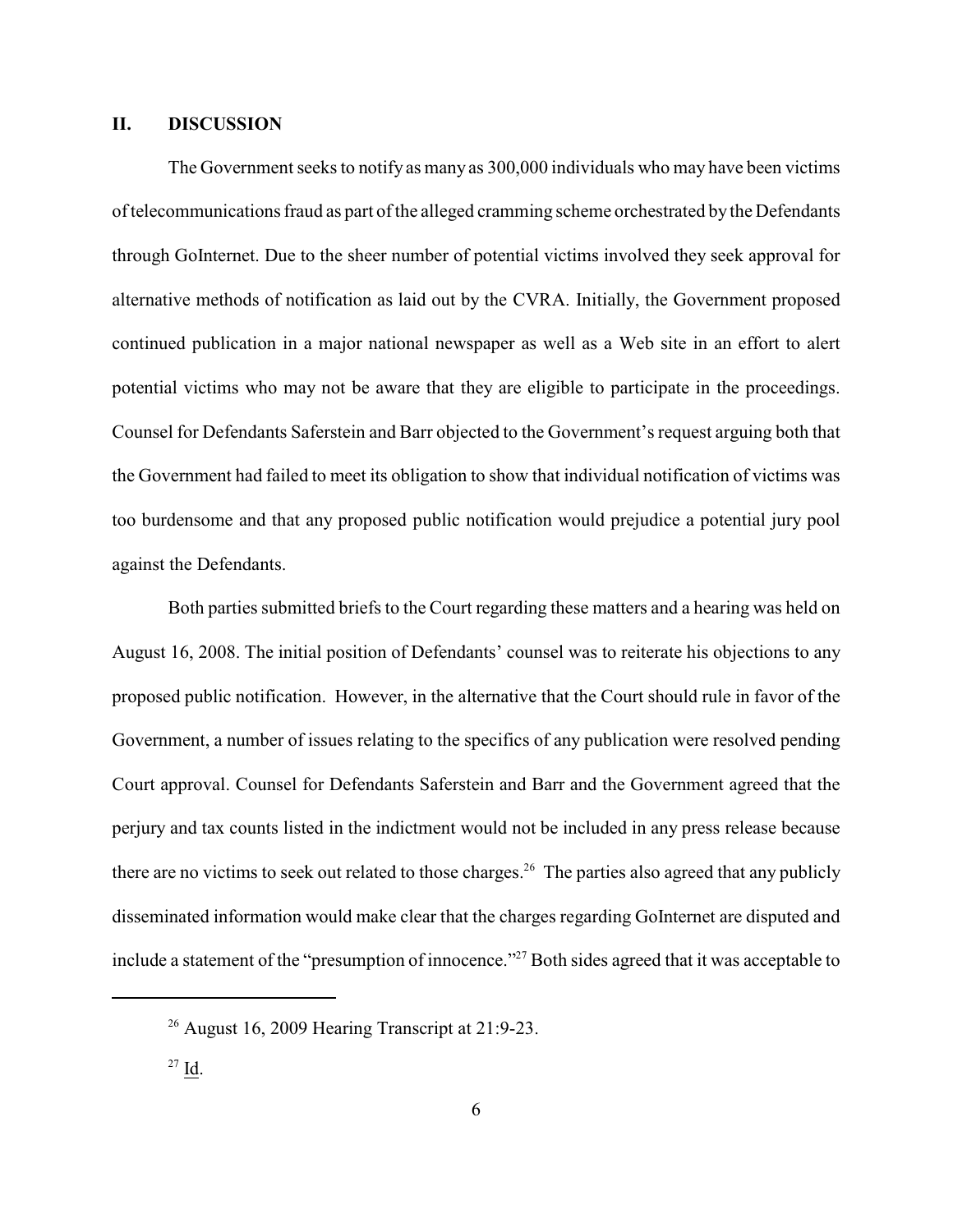## II. DISCUSSION

The Government seeks to notify as many as 300,000 individuals who may have been victims of telecommunications fraud as part of the alleged cramming scheme orchestrated by the Defendants through GoInternet. Due to the sheer number of potential victims involved they seek approval for alternative methods of notification as laid out by the CVRA. Initially, the Government proposed continued publication in a major national newspaper as well as a Web site in an effort to alert potential victims who may not be aware that they are eligible to participate in the proceedings. Counsel for Defendants Saferstein and Barr objected to the Government's request arguing both that the Government had failed to meet its obligation to show that individual notification of victims was too burdensome and that any proposed public notification would prejudice a potential jury pool against the Defendants.

Both parties submitted briefs to the Court regarding these matters and a hearing was held on August 16, 2008. The initial position of Defendants' counsel was to reiterate his objections to any proposed public notification. However, in the alternative that the Court should rule in favor of the Government, a number of issues relating to the specifics of any publication were resolved pending Court approval. Counsel for Defendants Saferstein and Barr and the Government agreed that the perjury and tax counts listed in the indictment would not be included in any press release because there are no victims to seek out related to those charges.[26] The parties also agreed that any publicly disseminated information would make clear that the charges regarding GoInternet are disputed and include a statement of the "presumption of innocence."[27] Both sides agreed that it was acceptable to

---

[26] August 16, 2009 Hearing Transcript at 21:9-23.

[27] Id.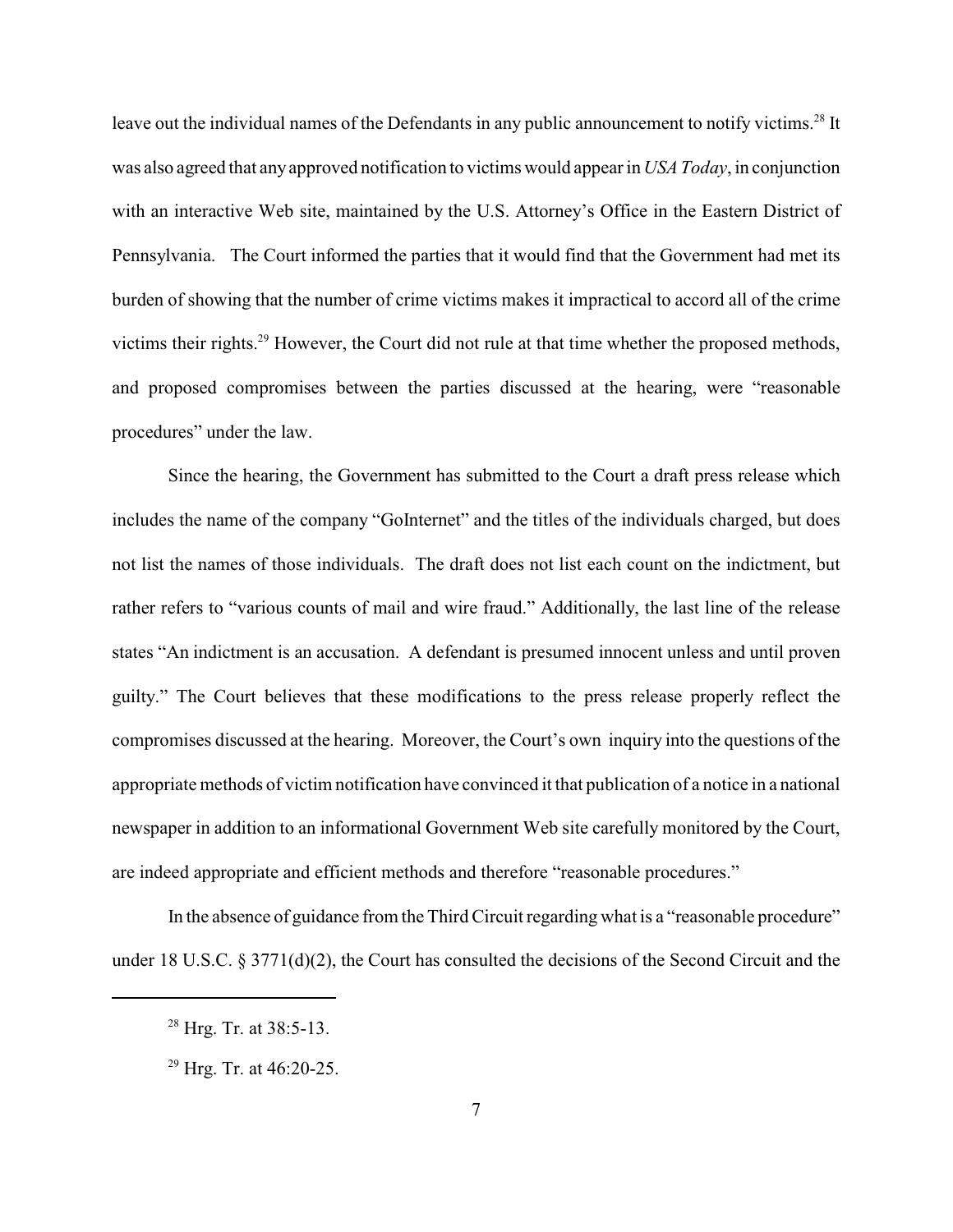leave out the individual names of the Defendants in any public announcement to notify victims.[28] It was also agreed that any approved notification to victims would appear in *USA Today*, in conjunction with an interactive Web site, maintained by the U.S. Attorney's Office in the Eastern District of Pennsylvania. The Court informed the parties that it would find that the Government had met its burden of showing that the number of crime victims makes it impractical to accord all of the crime victims their rights.[29] However, the Court did not rule at that time whether the proposed methods, and proposed compromises between the parties discussed at the hearing, were "reasonable procedures" under the law.

Since the hearing, the Government has submitted to the Court a draft press release which includes the name of the company "GoInternet" and the titles of the individuals charged, but does not list the names of those individuals. The draft does not list each count on the indictment, but rather refers to "various counts of mail and wire fraud." Additionally, the last line of the release states "An indictment is an accusation. A defendant is presumed innocent unless and until proven guilty." The Court believes that these modifications to the press release properly reflect the compromises discussed at the hearing. Moreover, the Court's own inquiry into the questions of the appropriate methods of victim notification have convinced it that publication of a notice in a national newspaper in addition to an informational Government Web site carefully monitored by the Court, are indeed appropriate and efficient methods and therefore "reasonable procedures."

In the absence of guidance from the Third Circuit regarding what is a "reasonable procedure" under 18 U.S.C. § 3771(d)(2), the Court has consulted the decisions of the Second Circuit and the

[28] Hrg. Tr. at 38:5-13.

[29] Hrg. Tr. at 46:20-25.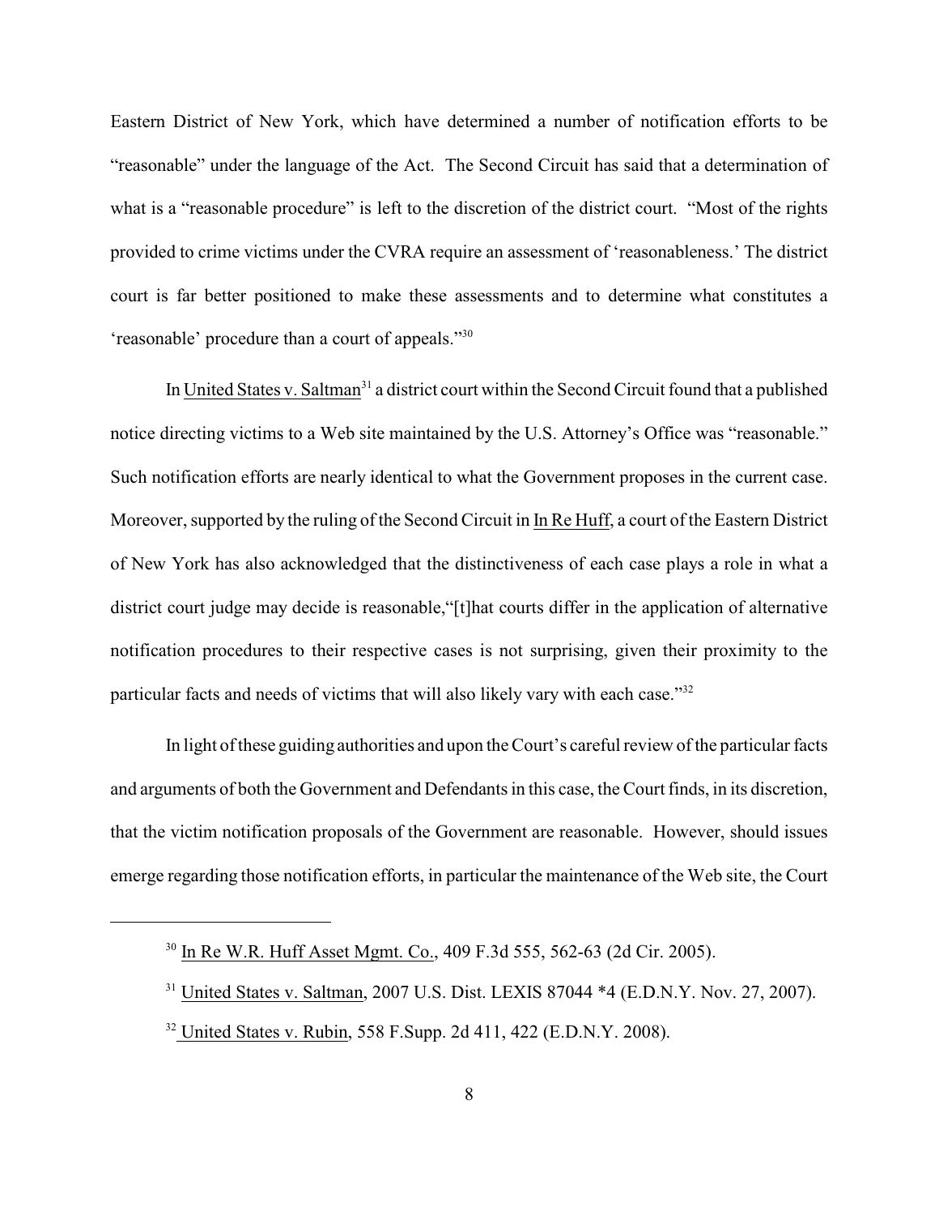Eastern District of New York, which have determined a number of notification efforts to be "reasonable" under the language of the Act. The Second Circuit has said that a determination of what is a "reasonable procedure" is left to the discretion of the district court. "Most of the rights provided to crime victims under the CVRA require an assessment of 'reasonableness.' The district court is far better positioned to make these assessments and to determine what constitutes a 'reasonable' procedure than a court of appeals."[30]

In United States v. Saltman[31] a district court within the Second Circuit found that a published notice directing victims to a Web site maintained by the U.S. Attorney's Office was "reasonable." Such notification efforts are nearly identical to what the Government proposes in the current case. Moreover, supported by the ruling of the Second Circuit in In Re Huff, a court of the Eastern District of New York has also acknowledged that the distinctiveness of each case plays a role in what a district court judge may decide is reasonable,"[t]hat courts differ in the application of alternative notification procedures to their respective cases is not surprising, given their proximity to the particular facts and needs of victims that will also likely vary with each case."[32]

In light of these guiding authorities and upon the Court's careful review of the particular facts and arguments of both the Government and Defendants in this case, the Court finds, in its discretion, that the victim notification proposals of the Government are reasonable. However, should issues emerge regarding those notification efforts, in particular the maintenance of the Web site, the Court

---

[30] In Re W.R. Huff Asset Mgmt. Co., 409 F.3d 555, 562-63 (2d Cir. 2005).

[31] United States v. Saltman, 2007 U.S. Dist. LEXIS 87044 *4 (E.D.N.Y. Nov. 27, 2007).

[32] United States v. Rubin, 558 F.Supp. 2d 411, 422 (E.D.N.Y. 2008).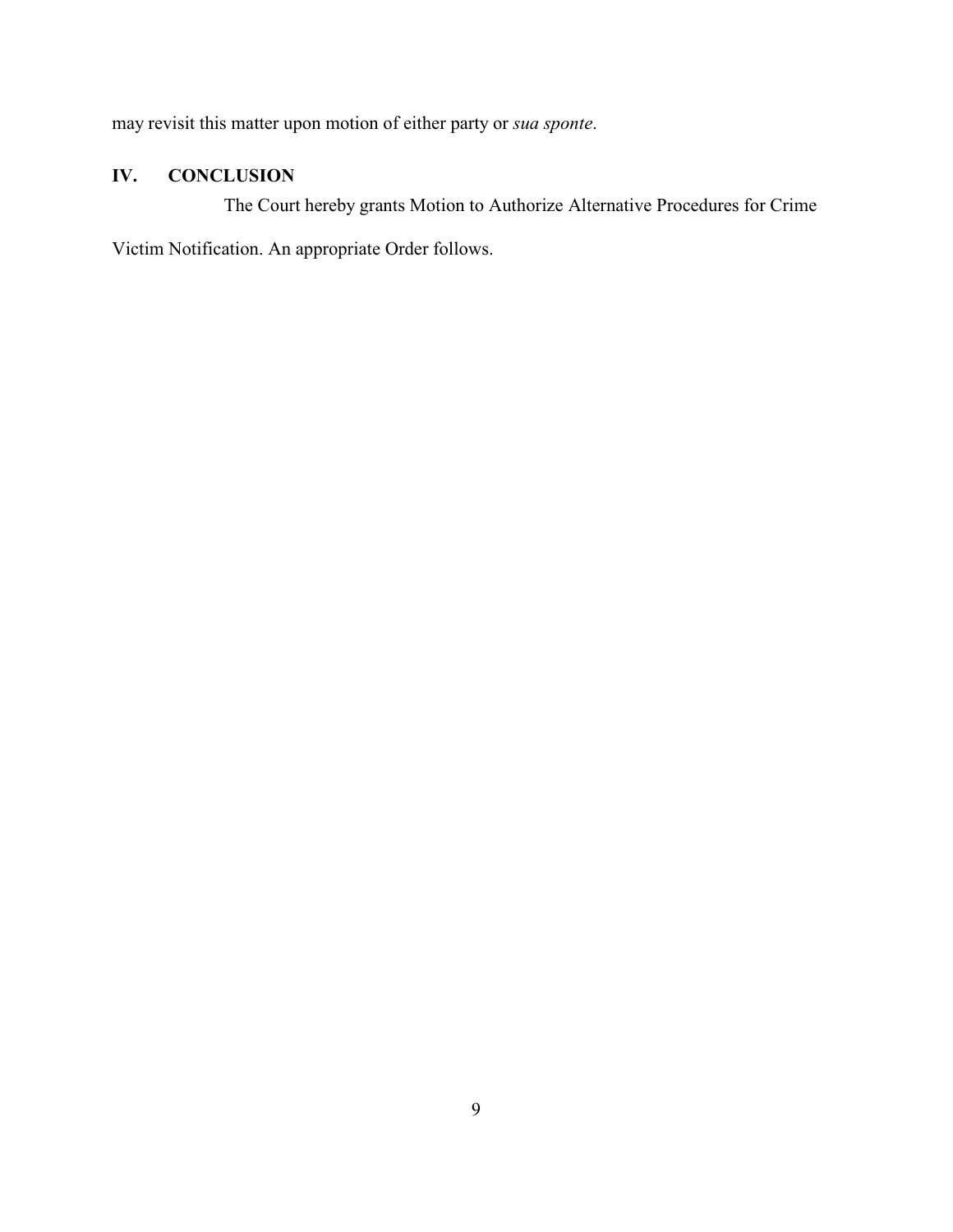may revisit this matter upon motion of either party or *sua sponte*.

## IV. CONCLUSION

The Court hereby grants Motion to Authorize Alternative Procedures for Crime Victim Notification. An appropriate Order follows.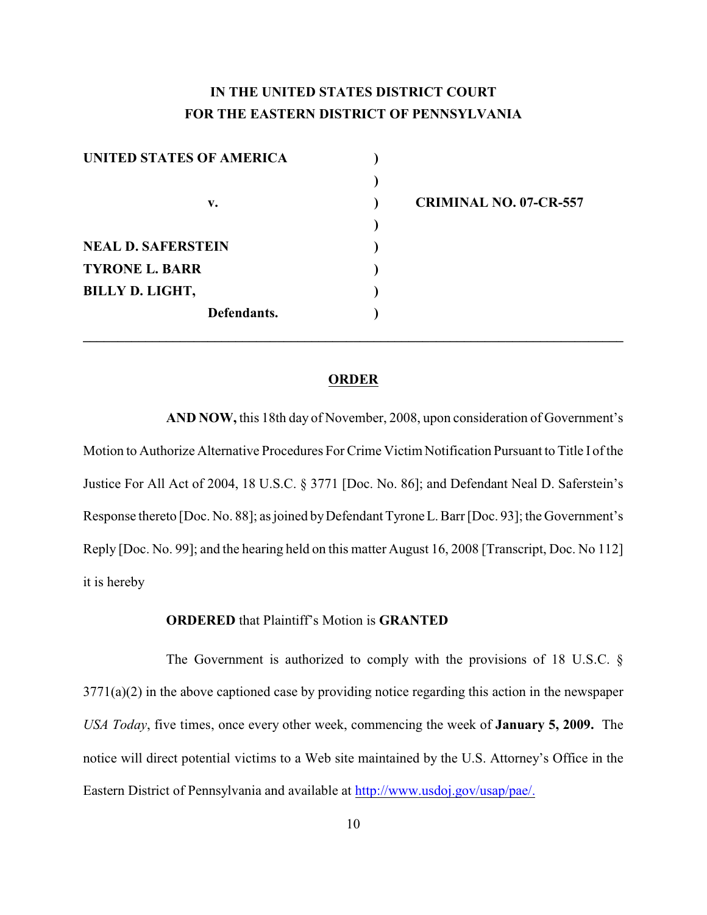**IN THE UNITED STATES DISTRICT COURT**
**FOR THE EASTERN DISTRICT OF PENNSYLVANIA**

| | | |
|---|---|---|
| **UNITED STATES OF AMERICA** | ) | |
| | ) | |
| **v.** | ) | **CRIMINAL NO. 07-CR-557** |
| | ) | |
| **NEAL D. SAFERSTEIN** | ) | |
| **TYRONE L. BARR** | ) | |
| **BILLY D. LIGHT,** | ) | |
| **Defendants.** | ) | |

---

## ORDER

**AND NOW,** this 18th day of November, 2008, upon consideration of Government's Motion to Authorize Alternative Procedures For Crime Victim Notification Pursuant to Title I of the Justice For All Act of 2004, 18 U.S.C. § 3771 [Doc. No. 86]; and Defendant Neal D. Saferstein's Response thereto [Doc. No. 88]; as joined by Defendant Tyrone L. Barr [Doc. 93]; the Government's Reply [Doc. No. 99]; and the hearing held on this matter August 16, 2008 [Transcript, Doc. No 112] it is hereby

**ORDERED** that Plaintiff's Motion is **GRANTED**

The Government is authorized to comply with the provisions of 18 U.S.C. § 3771(a)(2) in the above captioned case by providing notice regarding this action in the newspaper *USA Today*, five times, once every other week, commencing the week of **January 5, 2009.** The notice will direct potential victims to a Web site maintained by the U.S. Attorney's Office in the Eastern District of Pennsylvania and available at http://www.usdoj.gov/usap/pae/.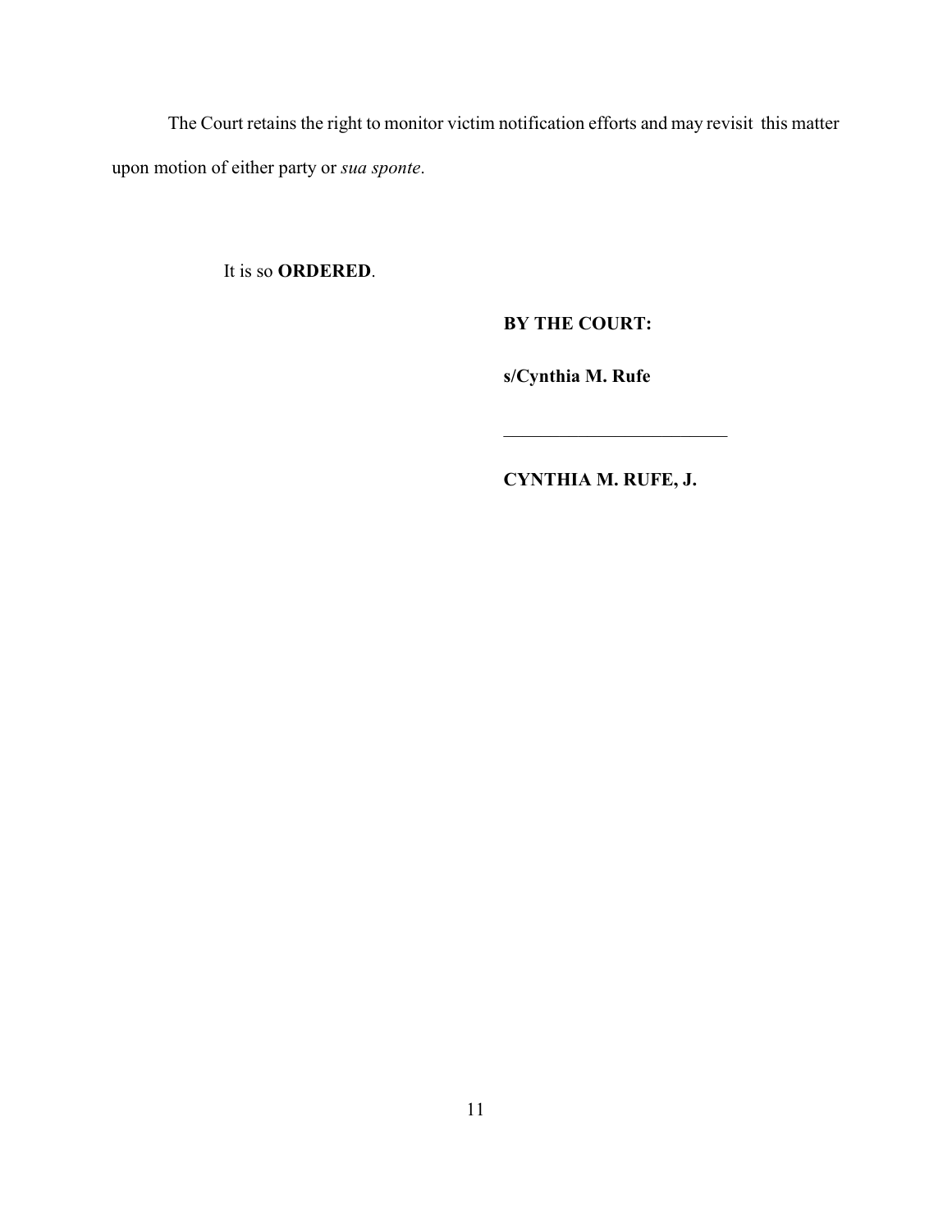The Court retains the right to monitor victim notification efforts and may revisit this matter upon motion of either party or *sua sponte*.

It is so **ORDERED**.

**BY THE COURT:**

**s/Cynthia M. Rufe**

_________________________

**CYNTHIA M. RUFE, J.**